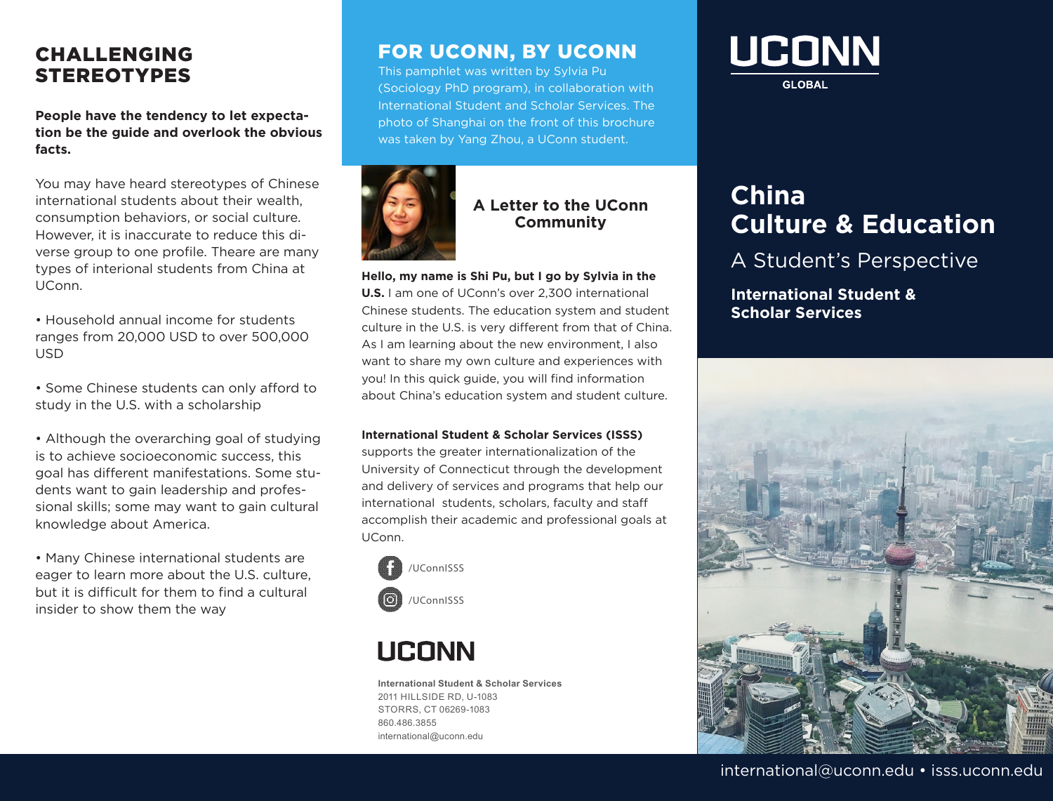# CHALLENGING STEREOTYPES

**People have the tendency to let expectation be the guide and overlook the obvious facts.**

You may have heard stereotypes of Chinese international students about their wealth, consumption behaviors, or social culture. However, it is inaccurate to reduce this diverse group to one profile. Theare are many types of interional students from China at UConn.

- Household annual income for students ranges from 20,000 USD to over 500,000 USD
- Some Chinese students can only afford to study in the U.S. with a scholarship
- Although the overarching goal of studying is to achieve socioeconomic success, this goal has different manifestations. Some students want to gain leadership and professional skills; some may want to gain cultural knowledge about America.
- Many Chinese international students are eager to learn more about the U.S. culture, but it is difficult for them to find a cultural insider to show them the way

# FOR UCONN, BY UCONN

This pamphlet was written by Sylvia Pu (Sociology PhD program), in collaboration with International Student and Scholar Services. The photo of Shanghai on the front of this brochure was taken by Yang Zhou, a UConn student.

## A Letter to the UConn Community

**Hello, my name is Shi Pu, but I go by Sylvia in the U.S.** I am one of UConn's over 2,300 international Chinese students. The education system and student culture in the U.S. is very different from that of China. As I am learning about the new environment, I also want to share my own culture and experiences with you! In this quick guide, you will find information about China's education system and student culture.

**International Student & Scholar Services (ISSS)** supports the greater internationalization of the University of Connecticut through the development and delivery of services and programs that help our international students, scholars, faculty and staff accomplish their academic and professional goals at UConn.

/UConnISSS

/UConnISSS

UCONN

**International Student & Scholar Services**
2011 HILLSIDE RD, U-1083
STORRS, CT 06269-1083
860.486.3855
international@uconn.edu

UCONN GLOBAL

# China Culture & Education

## A Student's Perspective

**International Student & Scholar Services**

international@uconn.edu • isss.uconn.edu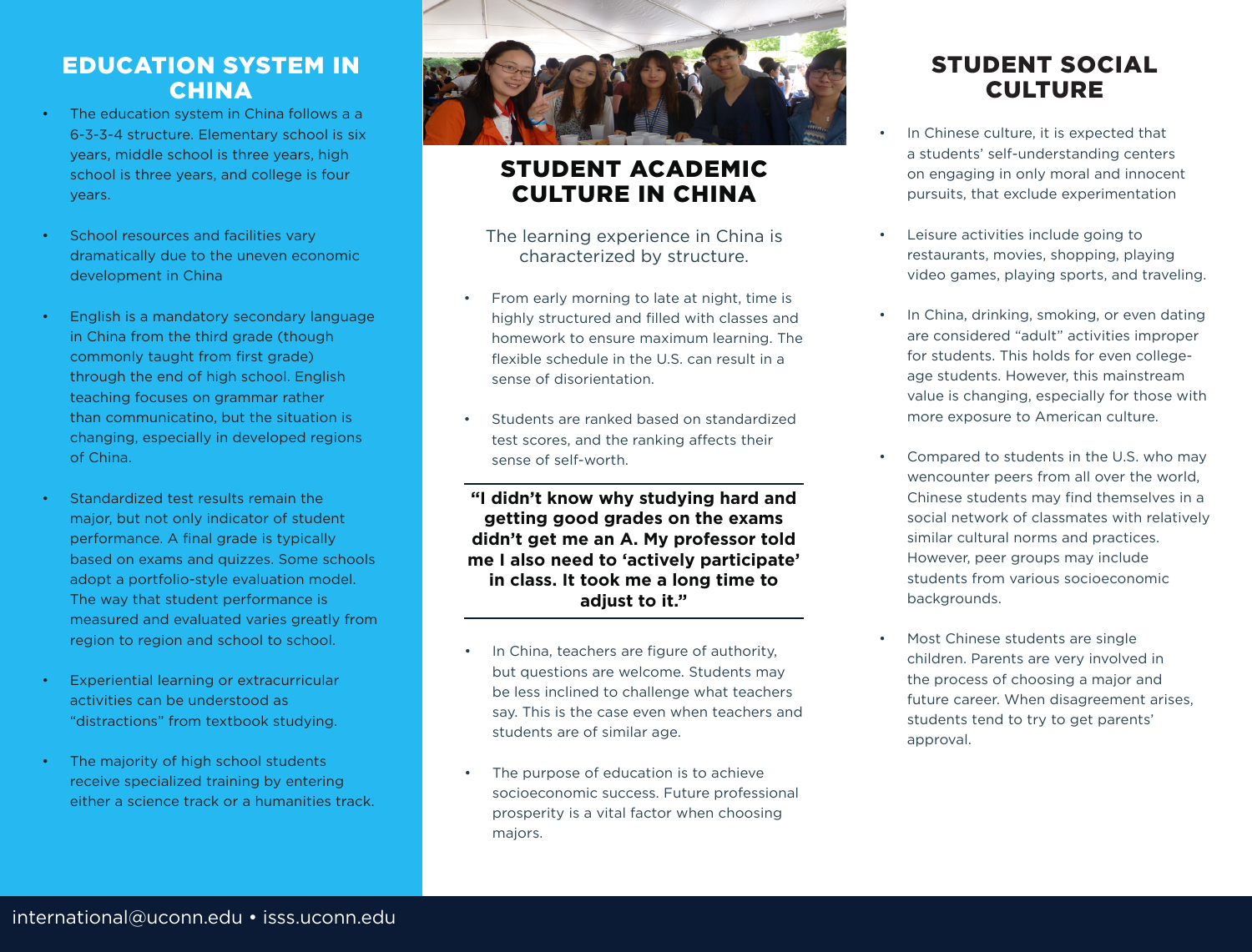## EDUCATION SYSTEM IN CHINA

- The education system in China follows a a 6-3-3-4 structure. Elementary school is six years, middle school is three years, high school is three years, and college is four years.
- School resources and facilities vary dramatically due to the uneven economic development in China
- English is a mandatory secondary language in China from the third grade (though commonly taught from first grade) through the end of high school. English teaching focuses on grammar rather than communicatino, but the situation is changing, especially in developed regions of China.
- Standardized test results remain the major, but not only indicator of student performance. A final grade is typically based on exams and quizzes. Some schools adopt a portfolio-style evaluation model. The way that student performance is measured and evaluated varies greatly from region to region and school to school.
- Experiential learning or extracurricular activities can be understood as "distractions" from textbook studying.
- The majority of high school students receive specialized training by entering either a science track or a humanities track.

## STUDENT ACADEMIC CULTURE IN CHINA

The learning experience in China is characterized by structure.

- From early morning to late at night, time is highly structured and filled with classes and homework to ensure maximum learning. The flexible schedule in the U.S. can result in a sense of disorientation.
- Students are ranked based on standardized test scores, and the ranking affects their sense of self-worth.

**"I didn't know why studying hard and getting good grades on the exams didn't get me an A. My professor told me I also need to 'actively participate' in class. It took me a long time to adjust to it."**

- In China, teachers are figure of authority, but questions are welcome. Students may be less inclined to challenge what teachers say. This is the case even when teachers and students are of similar age.
- The purpose of education is to achieve socioeconomic success. Future professional prosperity is a vital factor when choosing majors.

## STUDENT SOCIAL CULTURE

- In Chinese culture, it is expected that a students' self-understanding centers on engaging in only moral and innocent pursuits, that exclude experimentation
- Leisure activities include going to restaurants, movies, shopping, playing video games, playing sports, and traveling.
- In China, drinking, smoking, or even dating are considered "adult" activities improper for students. This holds for even college-age students. However, this mainstream value is changing, especially for those with more exposure to American culture.
- Compared to students in the U.S. who may wencounter peers from all over the world, Chinese students may find themselves in a social network of classmates with relatively similar cultural norms and practices. However, peer groups may include students from various socioeconomic backgrounds.
- Most Chinese students are single children. Parents are very involved in the process of choosing a major and future career. When disagreement arises, students tend to try to get parents' approval.

international@uconn.edu • isss.uconn.edu